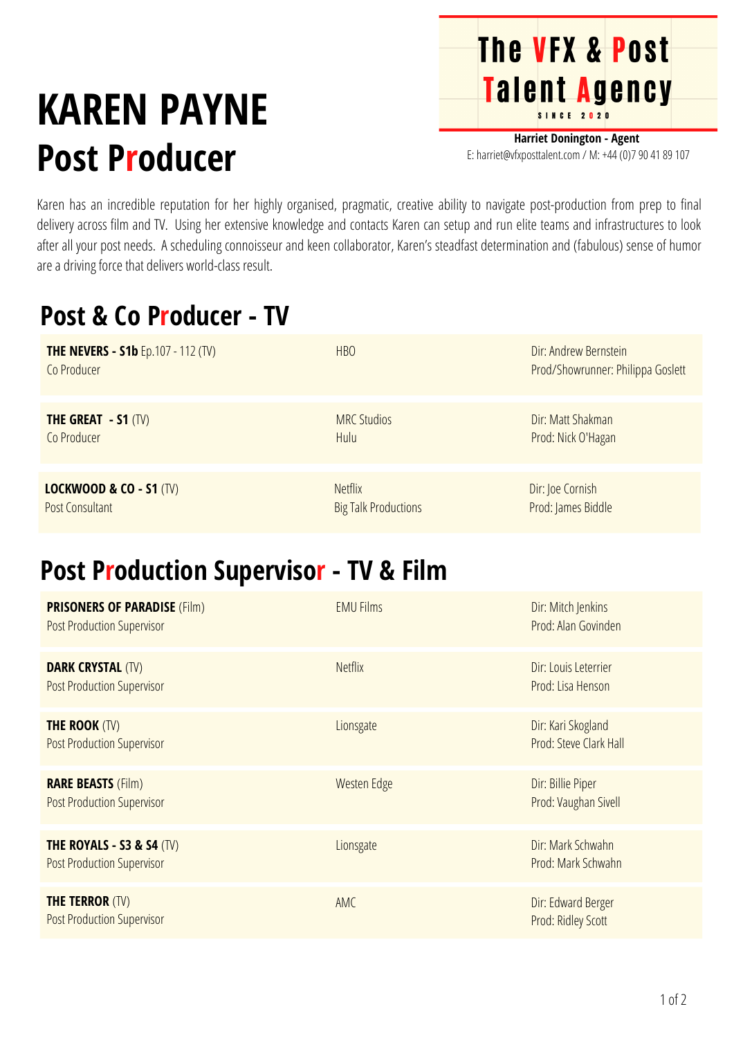# KAREN PAYNE
## Post Producer

**The VFX & Post Talent Agency**
SINCE 2020

**Harriet Donington - Agent**
E: harriet@vfxposttalent.com / M: +44 (0)7 90 41 89 107

Karen has an incredible reputation for her highly organised, pragmatic, creative ability to navigate post-production from prep to final delivery across film and TV. Using her extensive knowledge and contacts Karen can setup and run elite teams and infrastructures to look after all your post needs. A scheduling connoisseur and keen collaborator, Karen's steadfast determination and (fabulous) sense of humor are a driving force that delivers world-class result.

## Post & Co Producer - TV

| | | |
|---|---|---|
| **THE NEVERS - S1b** Ep.107 - 112 (TV)<br>Co Producer | HBO | Dir: Andrew Bernstein<br>Prod/Showrunner: Philippa Goslett |
| **THE GREAT - S1** (TV)<br>Co Producer | MRC Studios<br>Hulu | Dir: Matt Shakman<br>Prod: Nick O'Hagan |
| **LOCKWOOD & CO - S1** (TV)<br>Post Consultant | Netflix<br>Big Talk Productions | Dir: Joe Cornish<br>Prod: James Biddle |

## Post Production Supervisor - TV & Film

| | | |
|---|---|---|
| **PRISONERS OF PARADISE** (Film)<br>Post Production Supervisor | EMU Films | Dir: Mitch Jenkins<br>Prod: Alan Govinden |
| **DARK CRYSTAL** (TV)<br>Post Production Supervisor | Netflix | Dir: Louis Leterrier<br>Prod: Lisa Henson |
| **THE ROOK** (TV)<br>Post Production Supervisor | Lionsgate | Dir: Kari Skogland<br>Prod: Steve Clark Hall |
| **RARE BEASTS** (Film)<br>Post Production Supervisor | Westen Edge | Dir: Billie Piper<br>Prod: Vaughan Sivell |
| **THE ROYALS - S3 & S4** (TV)<br>Post Production Supervisor | Lionsgate | Dir: Mark Schwahn<br>Prod: Mark Schwahn |
| **THE TERROR** (TV)<br>Post Production Supervisor | AMC | Dir: Edward Berger<br>Prod: Ridley Scott |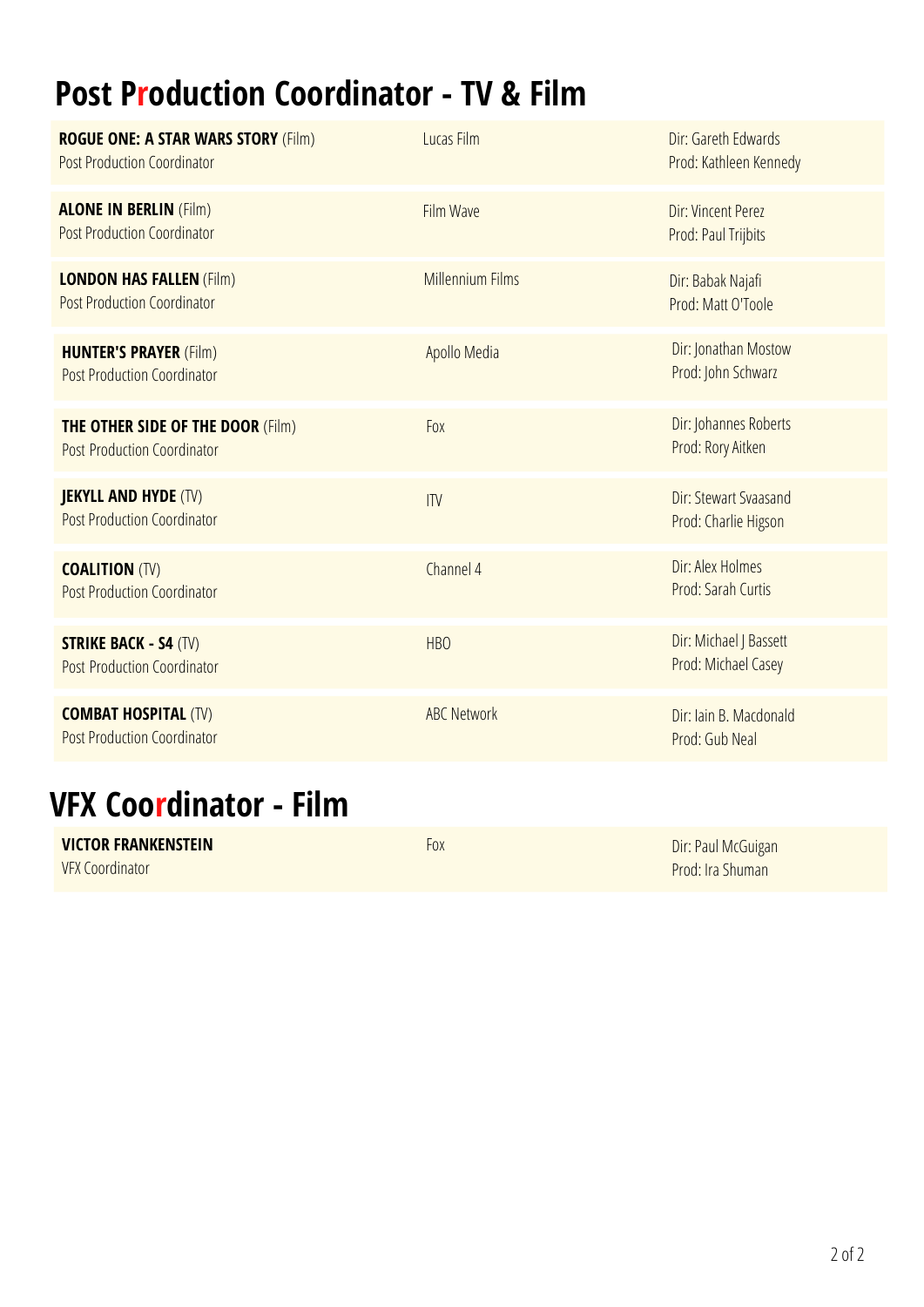## Post Production Coordinator - TV & Film

| | | |
|---|---|---|
| **ROGUE ONE: A STAR WARS STORY** (Film)<br>Post Production Coordinator | Lucas Film | Dir: Gareth Edwards<br>Prod: Kathleen Kennedy |
| **ALONE IN BERLIN** (Film)<br>Post Production Coordinator | Film Wave | Dir: Vincent Perez<br>Prod: Paul Trijbits |
| **LONDON HAS FALLEN** (Film)<br>Post Production Coordinator | Millennium Films | Dir: Babak Najafi<br>Prod: Matt O'Toole |
| **HUNTER'S PRAYER** (Film)<br>Post Production Coordinator | Apollo Media | Dir: Jonathan Mostow<br>Prod: John Schwarz |
| **THE OTHER SIDE OF THE DOOR** (Film)<br>Post Production Coordinator | Fox | Dir: Johannes Roberts<br>Prod: Rory Aitken |
| **JEKYLL AND HYDE** (TV)<br>Post Production Coordinator | ITV | Dir: Stewart Svaasand<br>Prod: Charlie Higson |
| **COALITION** (TV)<br>Post Production Coordinator | Channel 4 | Dir: Alex Holmes<br>Prod: Sarah Curtis |
| **STRIKE BACK - S4** (TV)<br>Post Production Coordinator | HBO | Dir: Michael J Bassett<br>Prod: Michael Casey |
| **COMBAT HOSPITAL** (TV)<br>Post Production Coordinator | ABC Network | Dir: Iain B. Macdonald<br>Prod: Gub Neal |

## VFX Coordinator - Film

| | | |
|---|---|---|
| **VICTOR FRANKENSTEIN**<br>VFX Coordinator | Fox | Dir: Paul McGuigan<br>Prod: Ira Shuman |